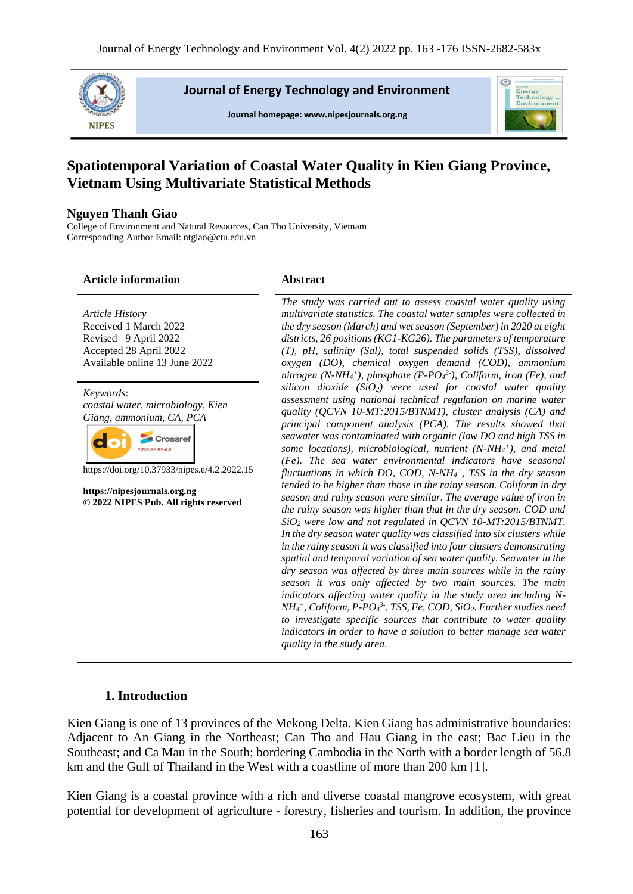# Spatiotemporal Variation of Coastal Water Quality in Kien Giang Province, Vietnam Using Multivariate Statistical Methods

**Nguyen Thanh Giao**

College of Environment and Natural Resources, Can Tho University, Vietnam
Corresponding Author Email: ntgiao@ctu.edu.vn

### Article information

*Article History*
Received 1 March 2022
Revised 9 April 2022
Accepted 28 April 2022
Available online 13 June 2022

*Keywords*:
*coastal water, microbiology, Kien Giang, ammonium, CA, PCA*

https://doi.org/10.37933/nipes.e/4.2.2022.15

**https://nipesjournals.org.ng**
**© 2022 NIPES Pub. All rights reserved**

### Abstract

*The study was carried out to assess coastal water quality using multivariate statistics. The coastal water samples were collected in the dry season (March) and wet season (September) in 2020 at eight districts, 26 positions (KG1-KG26). The parameters of temperature (T), pH, salinity (Sal), total suspended solids (TSS), dissolved oxygen (DO), chemical oxygen demand (COD), ammonium nitrogen (N-$NH_4^+$), phosphate (P-$PO_4^{3-}$), Coliform, iron (Fe), and silicon dioxide ($SiO_2$) were used for coastal water quality assessment using national technical regulation on marine water quality (QCVN 10-MT:2015/BTNMT), cluster analysis (CA) and principal component analysis (PCA). The results showed that seawater was contaminated with organic (low DO and high TSS in some locations), microbiological, nutrient (N-$NH_4^+$), and metal (Fe). The sea water environmental indicators have seasonal fluctuations in which DO, COD, N-$NH_4^+$, TSS in the dry season tended to be higher than those in the rainy season. Coliform in dry season and rainy season were similar. The average value of iron in the rainy season was higher than that in the dry season. COD and $SiO_2$ were low and not regulated in QCVN 10-MT:2015/BTNMT. In the dry season water quality was classified into six clusters while in the rainy season it was classified into four clusters demonstrating spatial and temporal variation of sea water quality. Seawater in the dry season was affected by three main sources while in the rainy season it was only affected by two main sources. The main indicators affecting water quality in the study area including N-$NH_4^+$, Coliform, P-$PO_4^{3-}$, TSS, Fe, COD, $SiO_2$. Further studies need to investigate specific sources that contribute to water quality indicators in order to have a solution to better manage sea water quality in the study area.*

## 1. Introduction

Kien Giang is one of 13 provinces of the Mekong Delta. Kien Giang has administrative boundaries: Adjacent to An Giang in the Northeast; Can Tho and Hau Giang in the east; Bac Lieu in the Southeast; and Ca Mau in the South; bordering Cambodia in the North with a border length of 56.8 km and the Gulf of Thailand in the West with a coastline of more than 200 km [1].

Kien Giang is a coastal province with a rich and diverse coastal mangrove ecosystem, with great potential for development of agriculture - forestry, fisheries and tourism. In addition, the province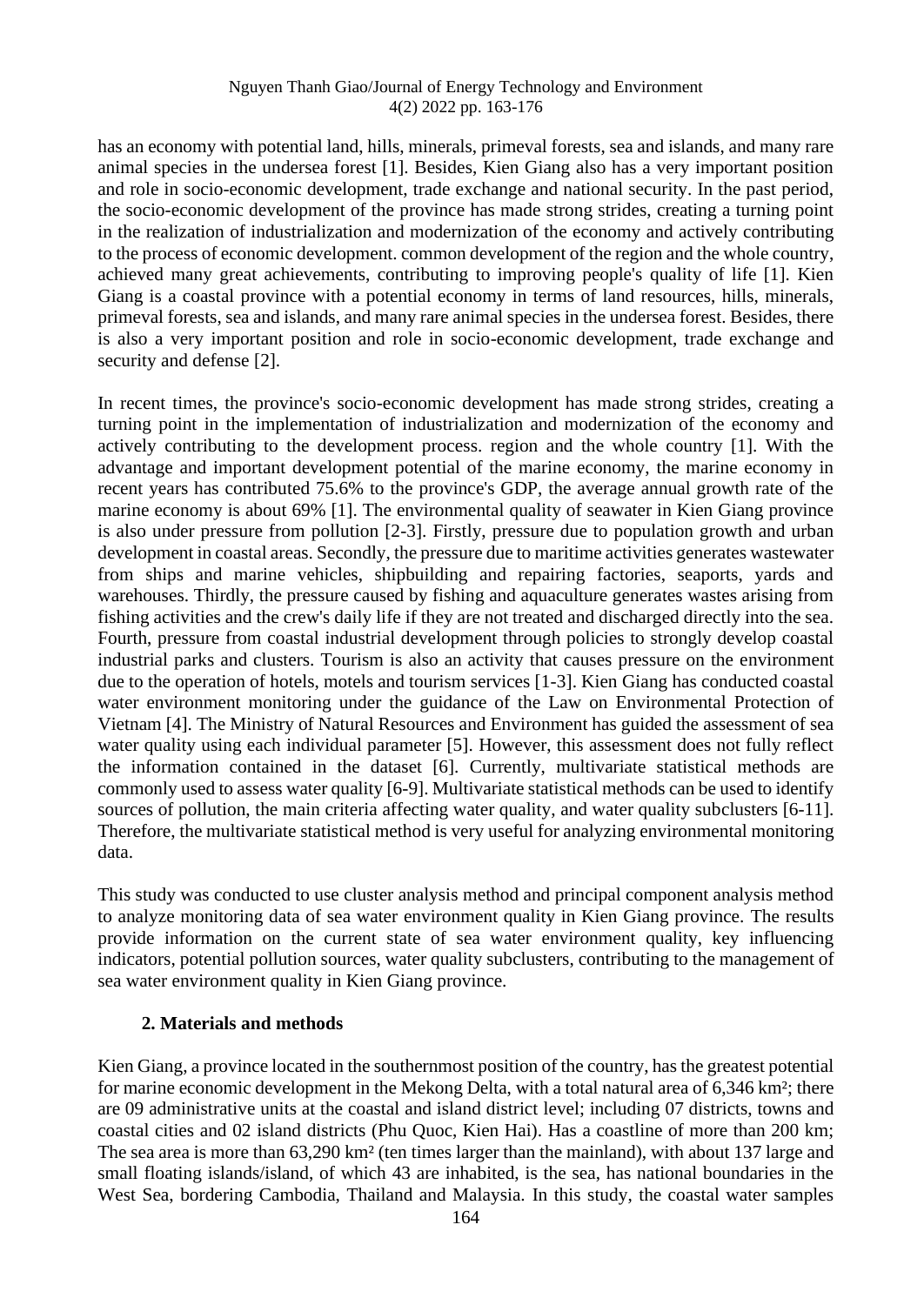has an economy with potential land, hills, minerals, primeval forests, sea and islands, and many rare animal species in the undersea forest [1]. Besides, Kien Giang also has a very important position and role in socio-economic development, trade exchange and national security. In the past period, the socio-economic development of the province has made strong strides, creating a turning point in the realization of industrialization and modernization of the economy and actively contributing to the process of economic development. common development of the region and the whole country, achieved many great achievements, contributing to improving people's quality of life [1]. Kien Giang is a coastal province with a potential economy in terms of land resources, hills, minerals, primeval forests, sea and islands, and many rare animal species in the undersea forest. Besides, there is also a very important position and role in socio-economic development, trade exchange and security and defense [2].

In recent times, the province's socio-economic development has made strong strides, creating a turning point in the implementation of industrialization and modernization of the economy and actively contributing to the development process. region and the whole country [1]. With the advantage and important development potential of the marine economy, the marine economy in recent years has contributed 75.6% to the province's GDP, the average annual growth rate of the marine economy is about 69% [1]. The environmental quality of seawater in Kien Giang province is also under pressure from pollution [2-3]. Firstly, pressure due to population growth and urban development in coastal areas. Secondly, the pressure due to maritime activities generates wastewater from ships and marine vehicles, shipbuilding and repairing factories, seaports, yards and warehouses. Thirdly, the pressure caused by fishing and aquaculture generates wastes arising from fishing activities and the crew's daily life if they are not treated and discharged directly into the sea. Fourth, pressure from coastal industrial development through policies to strongly develop coastal industrial parks and clusters. Tourism is also an activity that causes pressure on the environment due to the operation of hotels, motels and tourism services [1-3]. Kien Giang has conducted coastal water environment monitoring under the guidance of the Law on Environmental Protection of Vietnam [4]. The Ministry of Natural Resources and Environment has guided the assessment of sea water quality using each individual parameter [5]. However, this assessment does not fully reflect the information contained in the dataset [6]. Currently, multivariate statistical methods are commonly used to assess water quality [6-9]. Multivariate statistical methods can be used to identify sources of pollution, the main criteria affecting water quality, and water quality subclusters [6-11]. Therefore, the multivariate statistical method is very useful for analyzing environmental monitoring data.

This study was conducted to use cluster analysis method and principal component analysis method to analyze monitoring data of sea water environment quality in Kien Giang province. The results provide information on the current state of sea water environment quality, key influencing indicators, potential pollution sources, water quality subclusters, contributing to the management of sea water environment quality in Kien Giang province.

## 2. Materials and methods

Kien Giang, a province located in the southernmost position of the country, has the greatest potential for marine economic development in the Mekong Delta, with a total natural area of 6,346 km²; there are 09 administrative units at the coastal and island district level; including 07 districts, towns and coastal cities and 02 island districts (Phu Quoc, Kien Hai). Has a coastline of more than 200 km; The sea area is more than 63,290 km² (ten times larger than the mainland), with about 137 large and small floating islands/island, of which 43 are inhabited, is the sea, has national boundaries in the West Sea, bordering Cambodia, Thailand and Malaysia. In this study, the coastal water samples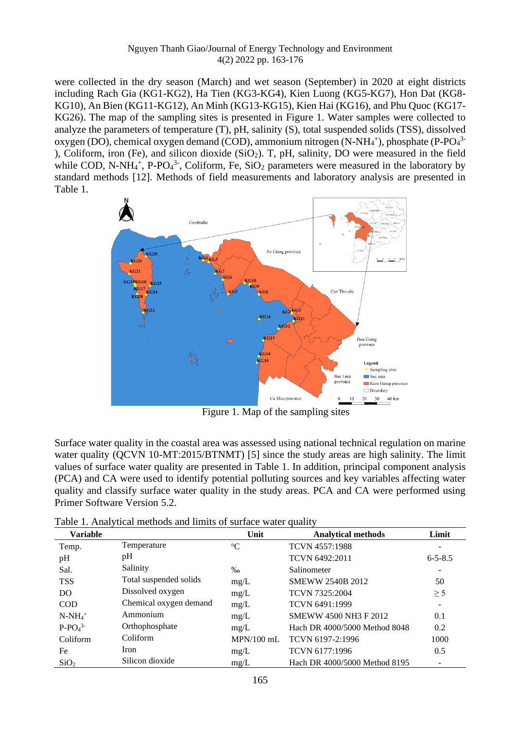were collected in the dry season (March) and wet season (September) in 2020 at eight districts including Rach Gia (KG1-KG2), Ha Tien (KG3-KG4), Kien Luong (KG5-KG7), Hon Dat (KG8-KG10), An Bien (KG11-KG12), An Minh (KG13-KG15), Kien Hai (KG16), and Phu Quoc (KG17-KG26). The map of the sampling sites is presented in Figure 1. Water samples were collected to analyze the parameters of temperature (T), pH, salinity (S), total suspended solids (TSS), dissolved oxygen (DO), chemical oxygen demand (COD), ammonium nitrogen ($N\text{-}NH_4^+$), phosphate ($P\text{-}PO_4^{3-}$), Coliform, iron (Fe), and silicon dioxide ($SiO_2$). T, pH, salinity, DO were measured in the field while COD, $N\text{-}NH_4^+$, $P\text{-}PO_4^{3-}$, Coliform, Fe, $SiO_2$ parameters were measured in the laboratory by standard methods [12]. Methods of field measurements and laboratory analysis are presented in Table 1.

Figure 1. Map of the sampling sites

Surface water quality in the coastal area was assessed using national technical regulation on marine water quality (QCVN 10-MT:2015/BTNMT) [5] since the study areas are high salinity. The limit values of surface water quality are presented in Table 1. In addition, principal component analysis (PCA) and CA were used to identify potential polluting sources and key variables affecting water quality and classify surface water quality in the study areas. PCA and CA were performed using Primer Software Version 5.2.

Table 1. Analytical methods and limits of surface water quality

| Variable | | Unit | Analytical methods | Limit |
|---|---|---|---|---|
| Temp. | Temperature | °C | TCVN 4557:1988 | - |
| pH | pH | | TCVN 6492:2011 | 6-5-8.5 |
| Sal. | Salinity | ‰ | Salinometer | - |
| TSS | Total suspended solids | mg/L | SMEWW 2540B 2012 | 50 |
| DO | Dissolved oxygen | mg/L | TCVN 7325:2004 | ≥ 5 |
| COD | Chemical oxygen demand | mg/L | TCVN 6491:1999 | - |
| $N\text{-}NH_4^+$ | Ammonium | mg/L | SMEWW 4500 NH3 F 2012 | 0.1 |
| $P\text{-}PO_4^{3-}$ | Orthophosphate | mg/L | Hach DR 4000/5000 Method 8048 | 0.2 |
| Coliform | Coliform | MPN/100 mL | TCVN 6197-2:1996 | 1000 |
| Fe | Iron | mg/L | TCVN 6177:1996 | 0.5 |
| $SiO_2$ | Silicon dioxide | mg/L | Hach DR 4000/5000 Method 8195 | - |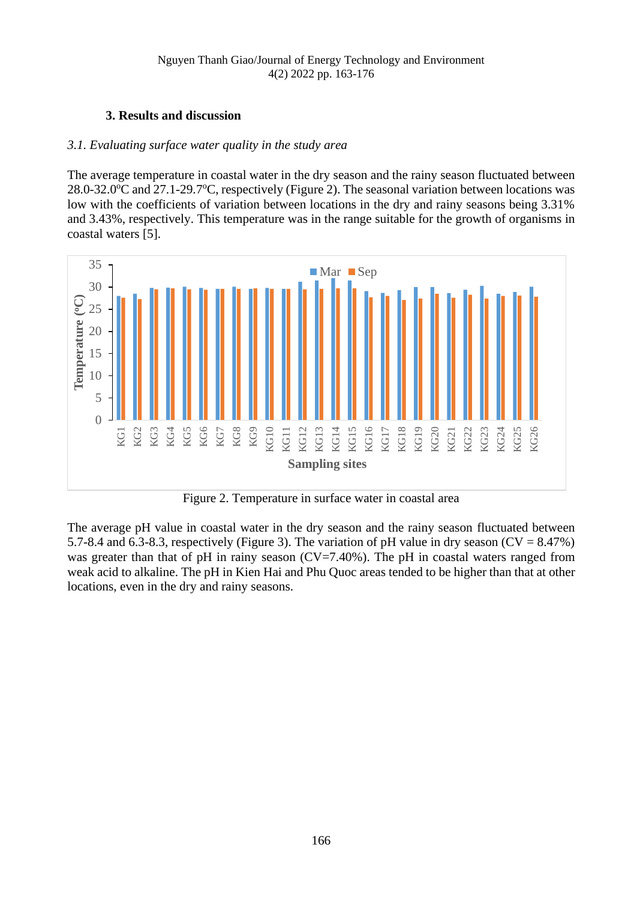## 3. Results and discussion

### *3.1. Evaluating surface water quality in the study area*

The average temperature in coastal water in the dry season and the rainy season fluctuated between 28.0-32.0°C and 27.1-29.7°C, respectively (Figure 2). The seasonal variation between locations was low with the coefficients of variation between locations in the dry and rainy seasons being 3.31% and 3.43%, respectively. This temperature was in the range suitable for the growth of organisms in coastal waters [5].

Figure 2. Temperature in surface water in coastal area

The average pH value in coastal water in the dry season and the rainy season fluctuated between 5.7-8.4 and 6.3-8.3, respectively (Figure 3). The variation of pH value in dry season (CV = 8.47%) was greater than that of pH in rainy season (CV=7.40%). The pH in coastal waters ranged from weak acid to alkaline. The pH in Kien Hai and Phu Quoc areas tended to be higher than that at other locations, even in the dry and rainy seasons.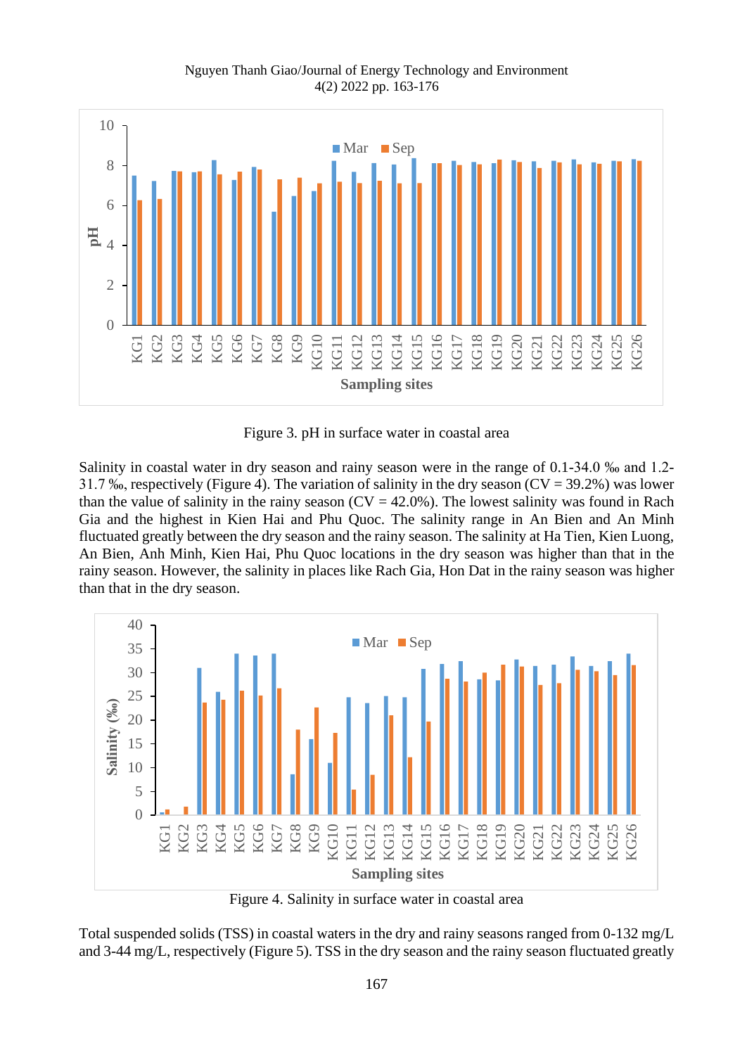Figure 3. pH in surface water in coastal area

Salinity in coastal water in dry season and rainy season were in the range of 0.1-34.0 ‰ and 1.2-31.7 ‰, respectively (Figure 4). The variation of salinity in the dry season (CV = 39.2%) was lower than the value of salinity in the rainy season (CV = 42.0%). The lowest salinity was found in Rach Gia and the highest in Kien Hai and Phu Quoc. The salinity range in An Bien and An Minh fluctuated greatly between the dry season and the rainy season. The salinity at Ha Tien, Kien Luong, An Bien, Anh Minh, Kien Hai, Phu Quoc locations in the dry season was higher than that in the rainy season. However, the salinity in places like Rach Gia, Hon Dat in the rainy season was higher than that in the dry season.

Figure 4. Salinity in surface water in coastal area

Total suspended solids (TSS) in coastal waters in the dry and rainy seasons ranged from 0-132 mg/L and 3-44 mg/L, respectively (Figure 5). TSS in the dry season and the rainy season fluctuated greatly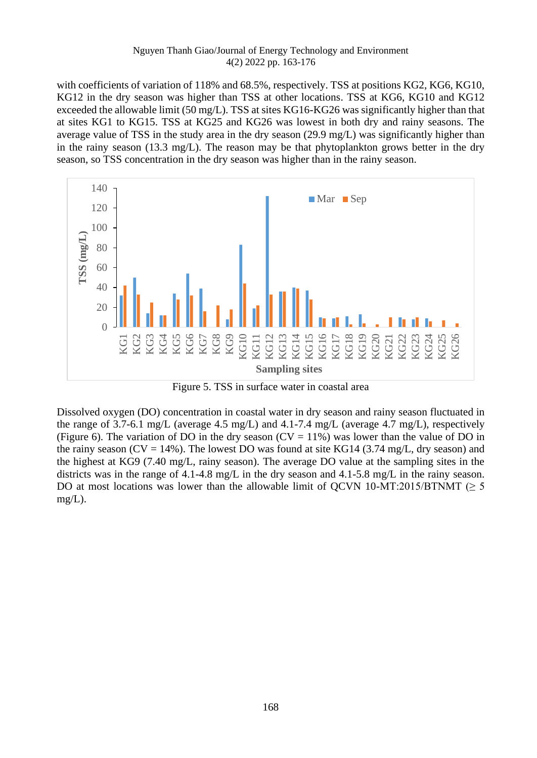with coefficients of variation of 118% and 68.5%, respectively. TSS at positions KG2, KG6, KG10, KG12 in the dry season was higher than TSS at other locations. TSS at KG6, KG10 and KG12 exceeded the allowable limit (50 mg/L). TSS at sites KG16-KG26 was significantly higher than that at sites KG1 to KG15. TSS at KG25 and KG26 was lowest in both dry and rainy seasons. The average value of TSS in the study area in the dry season (29.9 mg/L) was significantly higher than in the rainy season (13.3 mg/L). The reason may be that phytoplankton grows better in the dry season, so TSS concentration in the dry season was higher than in the rainy season.

Figure 5. TSS in surface water in coastal area

Dissolved oxygen (DO) concentration in coastal water in dry season and rainy season fluctuated in the range of 3.7-6.1 mg/L (average 4.5 mg/L) and 4.1-7.4 mg/L (average 4.7 mg/L), respectively (Figure 6). The variation of DO in the dry season (CV = 11%) was lower than the value of DO in the rainy season (CV = 14%). The lowest DO was found at site KG14 (3.74 mg/L, dry season) and the highest at KG9 (7.40 mg/L, rainy season). The average DO value at the sampling sites in the districts was in the range of 4.1-4.8 mg/L in the dry season and 4.1-5.8 mg/L in the rainy season. DO at most locations was lower than the allowable limit of QCVN 10-MT:2015/BTNMT (≥ 5 mg/L).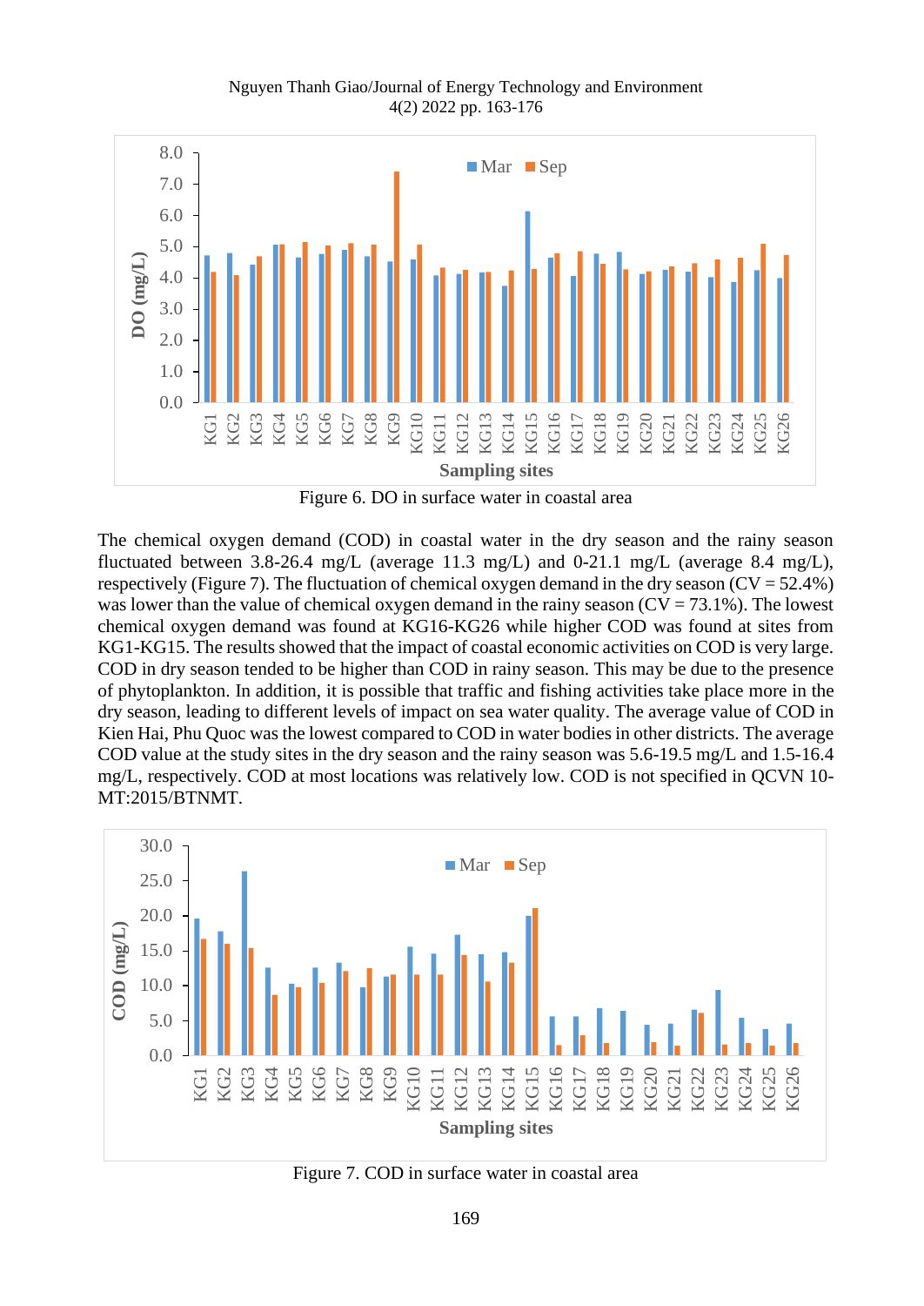Figure 6. DO in surface water in coastal area

The chemical oxygen demand (COD) in coastal water in the dry season and the rainy season fluctuated between 3.8-26.4 mg/L (average 11.3 mg/L) and 0-21.1 mg/L (average 8.4 mg/L), respectively (Figure 7). The fluctuation of chemical oxygen demand in the dry season (CV = 52.4%) was lower than the value of chemical oxygen demand in the rainy season (CV = 73.1%). The lowest chemical oxygen demand was found at KG16-KG26 while higher COD was found at sites from KG1-KG15. The results showed that the impact of coastal economic activities on COD is very large. COD in dry season tended to be higher than COD in rainy season. This may be due to the presence of phytoplankton. In addition, it is possible that traffic and fishing activities take place more in the dry season, leading to different levels of impact on sea water quality. The average value of COD in Kien Hai, Phu Quoc was the lowest compared to COD in water bodies in other districts. The average COD value at the study sites in the dry season and the rainy season was 5.6-19.5 mg/L and 1.5-16.4 mg/L, respectively. COD at most locations was relatively low. COD is not specified in QCVN 10-MT:2015/BTNMT.

Figure 7. COD in surface water in coastal area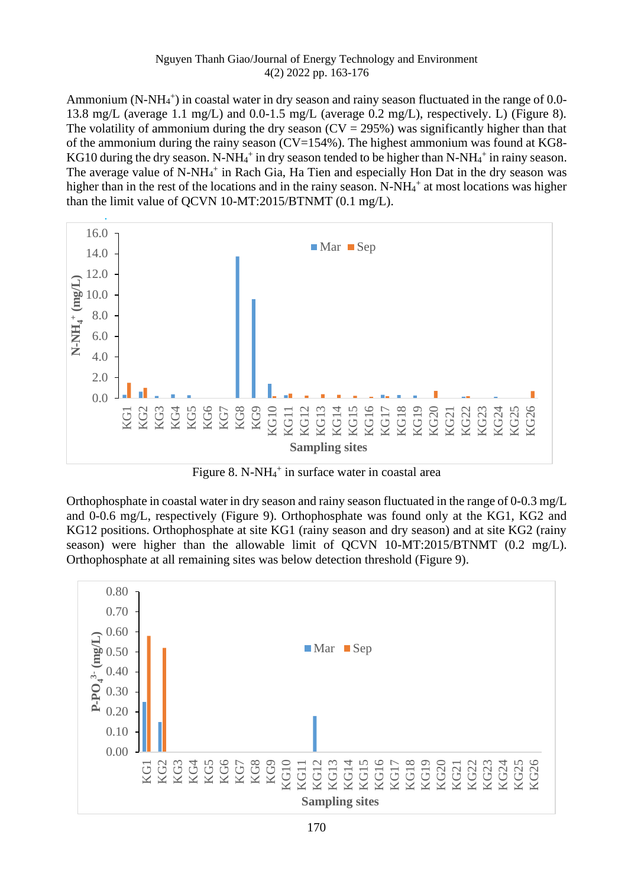Ammonium ($N\text{-}NH_4^+$) in coastal water in dry season and rainy season fluctuated in the range of 0.0-13.8 mg/L (average 1.1 mg/L) and 0.0-1.5 mg/L (average 0.2 mg/L), respectively. L) (Figure 8). The volatility of ammonium during the dry season (CV = 295%) was significantly higher than that of the ammonium during the rainy season (CV=154%). The highest ammonium was found at KG8-KG10 during the dry season. $N\text{-}NH_4^+$ in dry season tended to be higher than $N\text{-}NH_4^+$ in rainy season. The average value of $N\text{-}NH_4^+$ in Rach Gia, Ha Tien and especially Hon Dat in the dry season was higher than in the rest of the locations and in the rainy season. $N\text{-}NH_4^+$ at most locations was higher than the limit value of QCVN 10-MT:2015/BTNMT (0.1 mg/L).

Figure 8. $N\text{-}NH_4^+$ in surface water in coastal area

Orthophosphate in coastal water in dry season and rainy season fluctuated in the range of 0-0.3 mg/L and 0-0.6 mg/L, respectively (Figure 9). Orthophosphate was found only at the KG1, KG2 and KG12 positions. Orthophosphate at site KG1 (rainy season and dry season) and at site KG2 (rainy season) were higher than the allowable limit of QCVN 10-MT:2015/BTNMT (0.2 mg/L). Orthophosphate at all remaining sites was below detection threshold (Figure 9).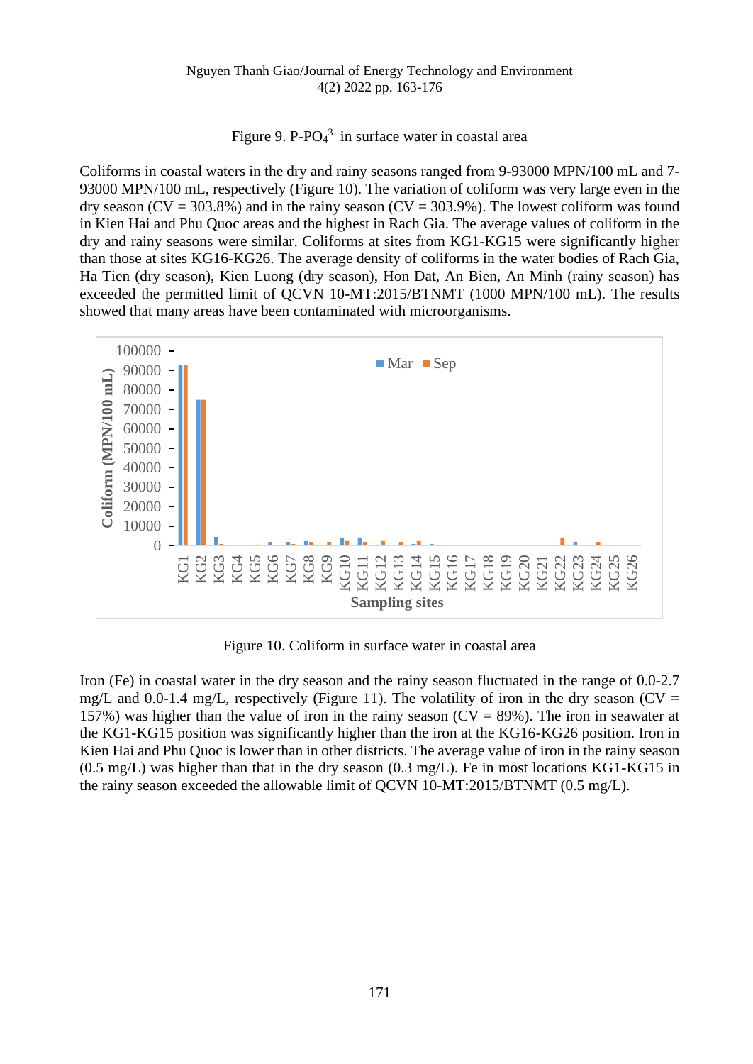Figure 9. P-$PO_4^{3-}$ in surface water in coastal area

Coliforms in coastal waters in the dry and rainy seasons ranged from 9-93000 MPN/100 mL and 7-93000 MPN/100 mL, respectively (Figure 10). The variation of coliform was very large even in the dry season (CV = 303.8%) and in the rainy season (CV = 303.9%). The lowest coliform was found in Kien Hai and Phu Quoc areas and the highest in Rach Gia. The average values of coliform in the dry and rainy seasons were similar. Coliforms at sites from KG1-KG15 were significantly higher than those at sites KG16-KG26. The average density of coliforms in the water bodies of Rach Gia, Ha Tien (dry season), Kien Luong (dry season), Hon Dat, An Bien, An Minh (rainy season) has exceeded the permitted limit of QCVN 10-MT:2015/BTNMT (1000 MPN/100 mL). The results showed that many areas have been contaminated with microorganisms.

Figure 10. Coliform in surface water in coastal area

Iron (Fe) in coastal water in the dry season and the rainy season fluctuated in the range of 0.0-2.7 mg/L and 0.0-1.4 mg/L, respectively (Figure 11). The volatility of iron in the dry season (CV = 157%) was higher than the value of iron in the rainy season (CV = 89%). The iron in seawater at the KG1-KG15 position was significantly higher than the iron at the KG16-KG26 position. Iron in Kien Hai and Phu Quoc is lower than in other districts. The average value of iron in the rainy season (0.5 mg/L) was higher than that in the dry season (0.3 mg/L). Fe in most locations KG1-KG15 in the rainy season exceeded the allowable limit of QCVN 10-MT:2015/BTNMT (0.5 mg/L).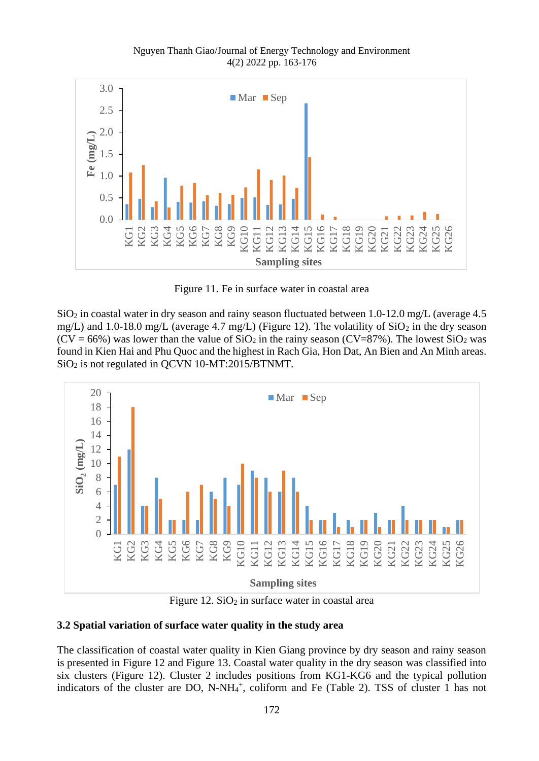Figure 11. Fe in surface water in coastal area

$SiO_2$ in coastal water in dry season and rainy season fluctuated between 1.0-12.0 mg/L (average 4.5 mg/L) and 1.0-18.0 mg/L (average 4.7 mg/L) (Figure 12). The volatility of $SiO_2$ in the dry season (CV = 66%) was lower than the value of $SiO_2$ in the rainy season (CV=87%). The lowest $SiO_2$ was found in Kien Hai and Phu Quoc and the highest in Rach Gia, Hon Dat, An Bien and An Minh areas. $SiO_2$ is not regulated in QCVN 10-MT:2015/BTNMT.

Figure 12. $SiO_2$ in surface water in coastal area

### 3.2 Spatial variation of surface water quality in the study area

The classification of coastal water quality in Kien Giang province by dry season and rainy season is presented in Figure 12 and Figure 13. Coastal water quality in the dry season was classified into six clusters (Figure 12). Cluster 2 includes positions from KG1-KG6 and the typical pollution indicators of the cluster are DO, $N\text{-}NH_4^+$, coliform and Fe (Table 2). TSS of cluster 1 has not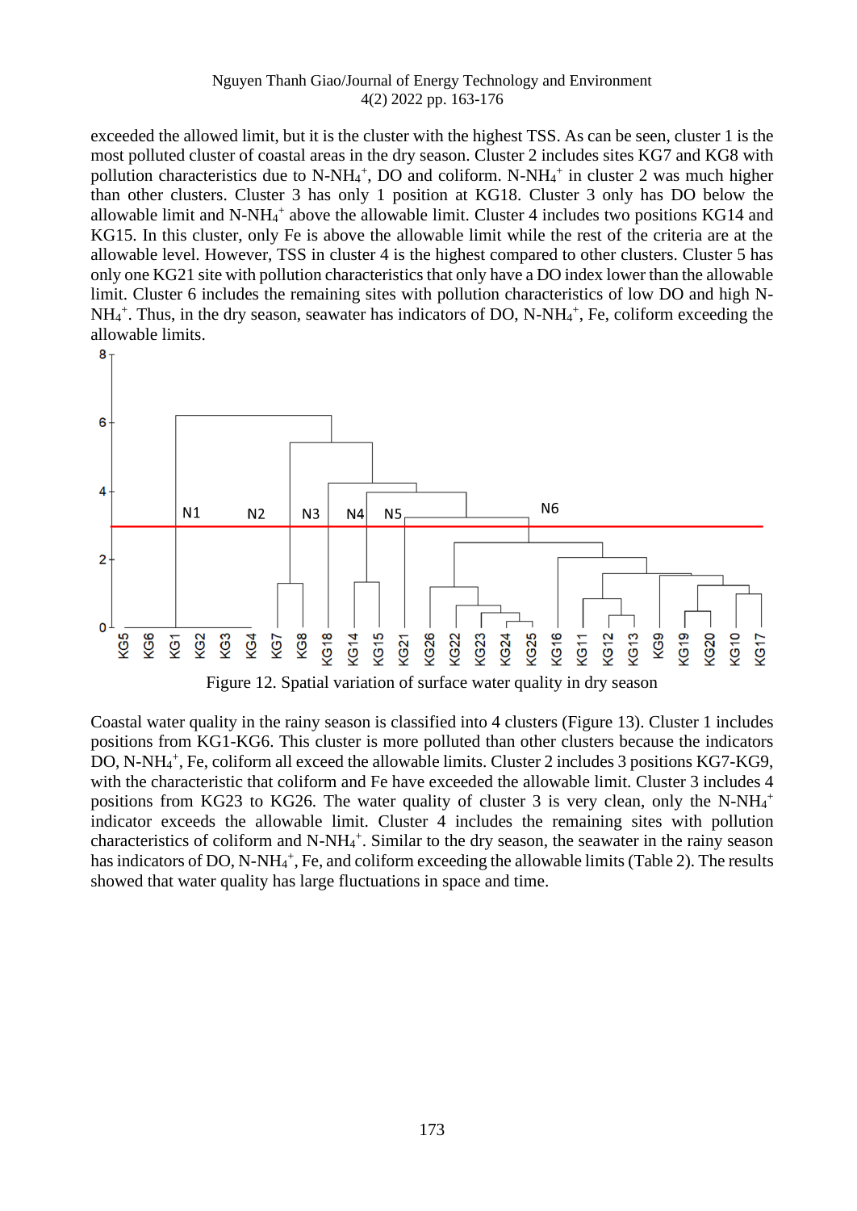exceeded the allowed limit, but it is the cluster with the highest TSS. As can be seen, cluster 1 is the most polluted cluster of coastal areas in the dry season. Cluster 2 includes sites KG7 and KG8 with pollution characteristics due to N-$NH_4^+$, DO and coliform. N-$NH_4^+$ in cluster 2 was much higher than other clusters. Cluster 3 has only 1 position at KG18. Cluster 3 only has DO below the allowable limit and N-$NH_4^+$ above the allowable limit. Cluster 4 includes two positions KG14 and KG15. In this cluster, only Fe is above the allowable limit while the rest of the criteria are at the allowable level. However, TSS in cluster 4 is the highest compared to other clusters. Cluster 5 has only one KG21 site with pollution characteristics that only have a DO index lower than the allowable limit. Cluster 6 includes the remaining sites with pollution characteristics of low DO and high N-$NH_4^+$. Thus, in the dry season, seawater has indicators of DO, N-$NH_4^+$, Fe, coliform exceeding the allowable limits.

Figure 12. Spatial variation of surface water quality in dry season

Coastal water quality in the rainy season is classified into 4 clusters (Figure 13). Cluster 1 includes positions from KG1-KG6. This cluster is more polluted than other clusters because the indicators DO, N-$NH_4^+$, Fe, coliform all exceed the allowable limits. Cluster 2 includes 3 positions KG7-KG9, with the characteristic that coliform and Fe have exceeded the allowable limit. Cluster 3 includes 4 positions from KG23 to KG26. The water quality of cluster 3 is very clean, only the N-$NH_4^+$ indicator exceeds the allowable limit. Cluster 4 includes the remaining sites with pollution characteristics of coliform and N-$NH_4^+$. Similar to the dry season, the seawater in the rainy season has indicators of DO, N-$NH_4^+$, Fe, and coliform exceeding the allowable limits (Table 2). The results showed that water quality has large fluctuations in space and time.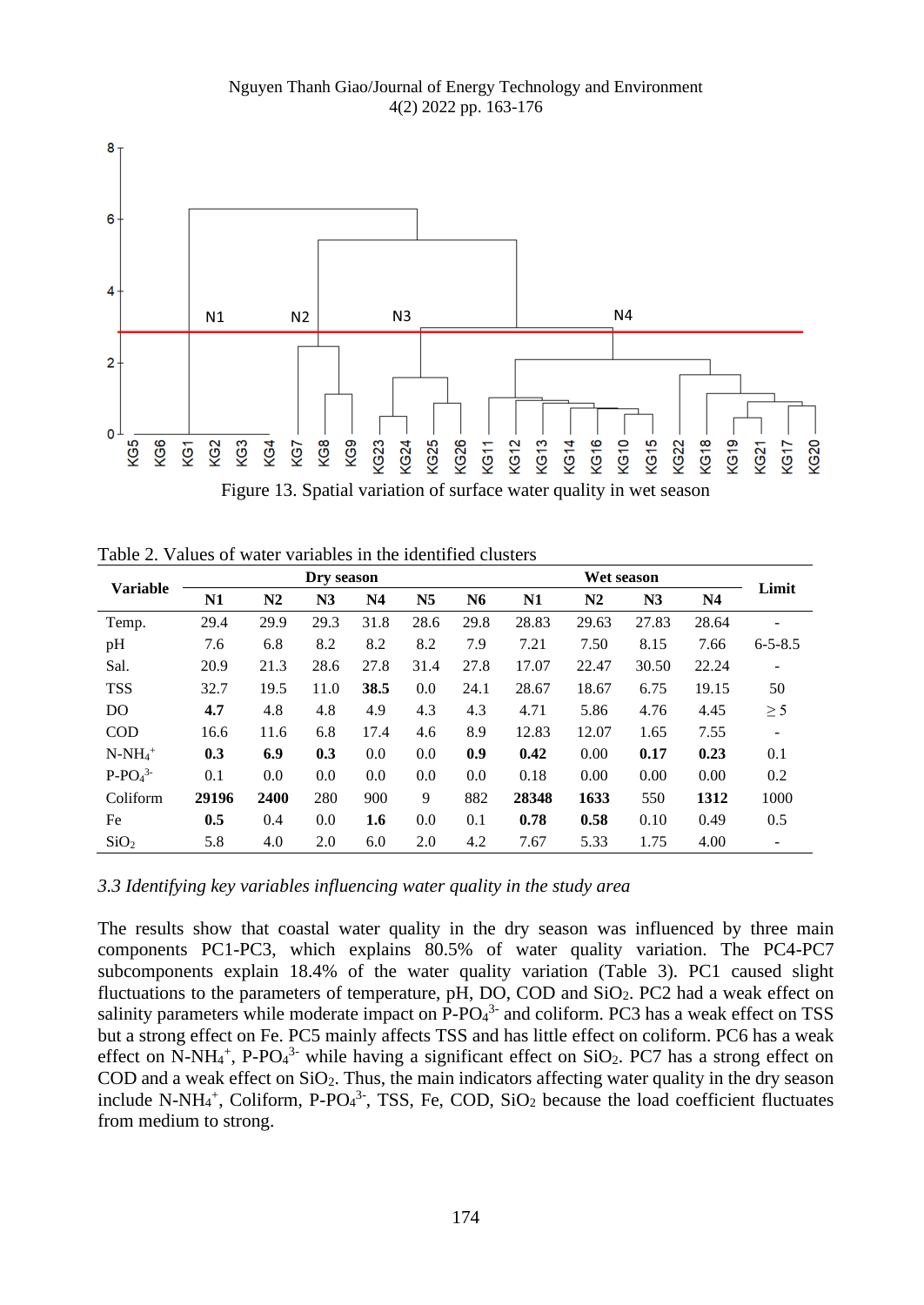Figure 13. Spatial variation of surface water quality in wet season

Table 2. Values of water variables in the identified clusters

| Variable | Dry season | | | | | | Wet season | | | | Limit |
|---|---|---|---|---|---|---|---|---|---|---|---|
| | N1 | N2 | N3 | N4 | N5 | N6 | N1 | N2 | N3 | N4 | |
| Temp. | 29.4 | 29.9 | 29.3 | 31.8 | 28.6 | 29.8 | 28.83 | 29.63 | 27.83 | 28.64 | - |
| pH | 7.6 | 6.8 | 8.2 | 8.2 | 8.2 | 7.9 | 7.21 | 7.50 | 8.15 | 7.66 | 6-5-8.5 |
| Sal. | 20.9 | 21.3 | 28.6 | 27.8 | 31.4 | 27.8 | 17.07 | 22.47 | 30.50 | 22.24 | - |
| TSS | 32.7 | 19.5 | 11.0 | **38.5** | 0.0 | 24.1 | 28.67 | 18.67 | 6.75 | 19.15 | 50 |
| DO | **4.7** | 4.8 | 4.8 | 4.9 | 4.3 | 4.3 | 4.71 | 5.86 | 4.76 | 4.45 | ≥ 5 |
| COD | 16.6 | 11.6 | 6.8 | 17.4 | 4.6 | 8.9 | 12.83 | 12.07 | 1.65 | 7.55 | - |
| $N\text{-}NH_4^+$ | **0.3** | **6.9** | **0.3** | 0.0 | 0.0 | **0.9** | **0.42** | 0.00 | **0.17** | **0.23** | 0.1 |
| $P\text{-}PO_4^{3-}$ | 0.1 | 0.0 | 0.0 | 0.0 | 0.0 | 0.0 | 0.18 | 0.00 | 0.00 | 0.00 | 0.2 |
| Coliform | **29196** | **2400** | 280 | 900 | 9 | 882 | **28348** | **1633** | 550 | **1312** | 1000 |
| Fe | **0.5** | 0.4 | 0.0 | **1.6** | 0.0 | 0.1 | **0.78** | **0.58** | 0.10 | 0.49 | 0.5 |
| $SiO_2$ | 5.8 | 4.0 | 2.0 | 6.0 | 2.0 | 4.2 | 7.67 | 5.33 | 1.75 | 4.00 | - |

*3.3 Identifying key variables influencing water quality in the study area*

The results show that coastal water quality in the dry season was influenced by three main components PC1-PC3, which explains 80.5% of water quality variation. The PC4-PC7 subcomponents explain 18.4% of the water quality variation (Table 3). PC1 caused slight fluctuations to the parameters of temperature, pH, DO, COD and $SiO_2$. PC2 had a weak effect on salinity parameters while moderate impact on $P\text{-}PO_4^{3-}$ and coliform. PC3 has a weak effect on TSS but a strong effect on Fe. PC5 mainly affects TSS and has little effect on coliform. PC6 has a weak effect on $N\text{-}NH_4^+$, $P\text{-}PO_4^{3-}$ while having a significant effect on $SiO_2$. PC7 has a strong effect on COD and a weak effect on $SiO_2$. Thus, the main indicators affecting water quality in the dry season include $N\text{-}NH_4^+$, Coliform, $P\text{-}PO_4^{3-}$, TSS, Fe, COD, $SiO_2$ because the load coefficient fluctuates from medium to strong.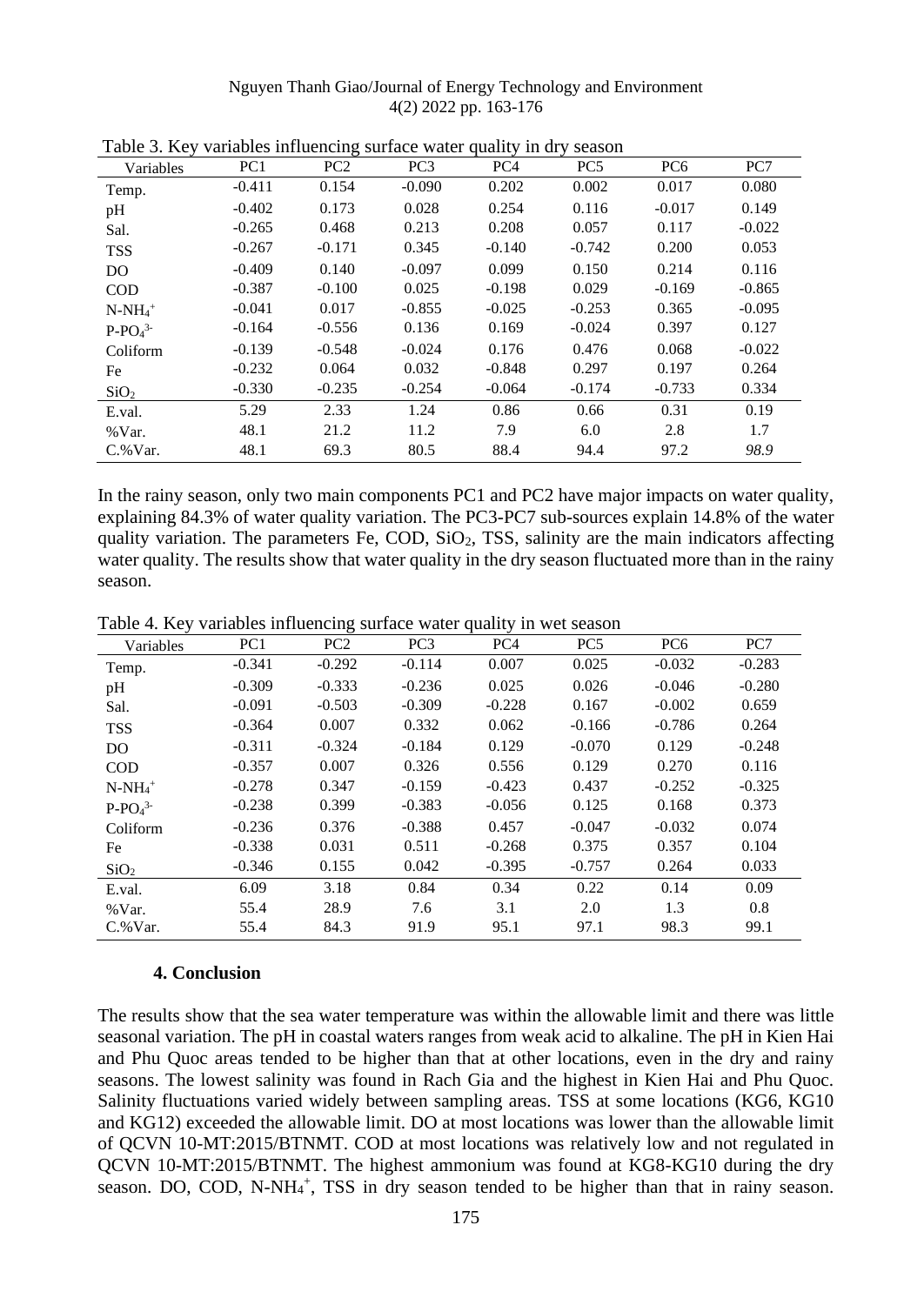Table 3. Key variables influencing surface water quality in dry season

| Variables | PC1 | PC2 | PC3 | PC4 | PC5 | PC6 | PC7 |
|---|---|---|---|---|---|---|---|
| Temp. | -0.411 | 0.154 | -0.090 | 0.202 | 0.002 | 0.017 | 0.080 |
| pH | -0.402 | 0.173 | 0.028 | 0.254 | 0.116 | -0.017 | 0.149 |
| Sal. | -0.265 | 0.468 | 0.213 | 0.208 | 0.057 | 0.117 | -0.022 |
| TSS | -0.267 | -0.171 | 0.345 | -0.140 | -0.742 | 0.200 | 0.053 |
| DO | -0.409 | 0.140 | -0.097 | 0.099 | 0.150 | 0.214 | 0.116 |
| COD | -0.387 | -0.100 | 0.025 | -0.198 | 0.029 | -0.169 | -0.865 |
| $N\text{-}NH_4^+$ | -0.041 | 0.017 | -0.855 | -0.025 | -0.253 | 0.365 | -0.095 |
| $P\text{-}PO_4^{3-}$ | -0.164 | -0.556 | 0.136 | 0.169 | -0.024 | 0.397 | 0.127 |
| Coliform | -0.139 | -0.548 | -0.024 | 0.176 | 0.476 | 0.068 | -0.022 |
| Fe | -0.232 | 0.064 | 0.032 | -0.848 | 0.297 | 0.197 | 0.264 |
| $SiO_2$ | -0.330 | -0.235 | -0.254 | -0.064 | -0.174 | -0.733 | 0.334 |
| E.val. | 5.29 | 2.33 | 1.24 | 0.86 | 0.66 | 0.31 | 0.19 |
| %Var. | 48.1 | 21.2 | 11.2 | 7.9 | 6.0 | 2.8 | 1.7 |
| C.%Var. | 48.1 | 69.3 | 80.5 | 88.4 | 94.4 | 97.2 | *98.9* |

In the rainy season, only two main components PC1 and PC2 have major impacts on water quality, explaining 84.3% of water quality variation. The PC3-PC7 sub-sources explain 14.8% of the water quality variation. The parameters Fe, COD, $SiO_2$, TSS, salinity are the main indicators affecting water quality. The results show that water quality in the dry season fluctuated more than in the rainy season.

Table 4. Key variables influencing surface water quality in wet season

| Variables | PC1 | PC2 | PC3 | PC4 | PC5 | PC6 | PC7 |
|---|---|---|---|---|---|---|---|
| Temp. | -0.341 | -0.292 | -0.114 | 0.007 | 0.025 | -0.032 | -0.283 |
| pH | -0.309 | -0.333 | -0.236 | 0.025 | 0.026 | -0.046 | -0.280 |
| Sal. | -0.091 | -0.503 | -0.309 | -0.228 | 0.167 | -0.002 | 0.659 |
| TSS | -0.364 | 0.007 | 0.332 | 0.062 | -0.166 | -0.786 | 0.264 |
| DO | -0.311 | -0.324 | -0.184 | 0.129 | -0.070 | 0.129 | -0.248 |
| COD | -0.357 | 0.007 | 0.326 | 0.556 | 0.129 | 0.270 | 0.116 |
| $N\text{-}NH_4^+$ | -0.278 | 0.347 | -0.159 | -0.423 | 0.437 | -0.252 | -0.325 |
| $P\text{-}PO_4^{3-}$ | -0.238 | 0.399 | -0.383 | -0.056 | 0.125 | 0.168 | 0.373 |
| Coliform | -0.236 | 0.376 | -0.388 | 0.457 | -0.047 | -0.032 | 0.074 |
| Fe | -0.338 | 0.031 | 0.511 | -0.268 | 0.375 | 0.357 | 0.104 |
| $SiO_2$ | -0.346 | 0.155 | 0.042 | -0.395 | -0.757 | 0.264 | 0.033 |
| E.val. | 6.09 | 3.18 | 0.84 | 0.34 | 0.22 | 0.14 | 0.09 |
| %Var. | 55.4 | 28.9 | 7.6 | 3.1 | 2.0 | 1.3 | 0.8 |
| C.%Var. | 55.4 | 84.3 | 91.9 | 95.1 | 97.1 | 98.3 | 99.1 |

## 4. Conclusion

The results show that the sea water temperature was within the allowable limit and there was little seasonal variation. The pH in coastal waters ranges from weak acid to alkaline. The pH in Kien Hai and Phu Quoc areas tended to be higher than that at other locations, even in the dry and rainy seasons. The lowest salinity was found in Rach Gia and the highest in Kien Hai and Phu Quoc. Salinity fluctuations varied widely between sampling areas. TSS at some locations (KG6, KG10 and KG12) exceeded the allowable limit. DO at most locations was lower than the allowable limit of QCVN 10-MT:2015/BTNMT. COD at most locations was relatively low and not regulated in QCVN 10-MT:2015/BTNMT. The highest ammonium was found at KG8-KG10 during the dry season. DO, COD, $N\text{-}NH_4^+$, TSS in dry season tended to be higher than that in rainy season.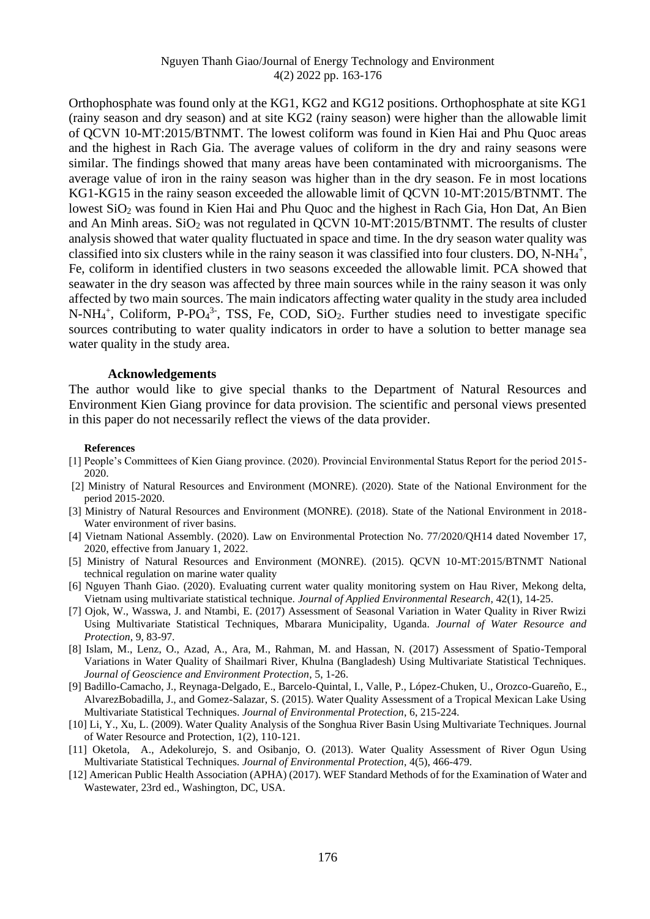Orthophosphate was found only at the KG1, KG2 and KG12 positions. Orthophosphate at site KG1 (rainy season and dry season) and at site KG2 (rainy season) were higher than the allowable limit of QCVN 10-MT:2015/BTNMT. The lowest coliform was found in Kien Hai and Phu Quoc areas and the highest in Rach Gia. The average values of coliform in the dry and rainy seasons were similar. The findings showed that many areas have been contaminated with microorganisms. The average value of iron in the rainy season was higher than in the dry season. Fe in most locations KG1-KG15 in the rainy season exceeded the allowable limit of QCVN 10-MT:2015/BTNMT. The lowest $SiO_2$ was found in Kien Hai and Phu Quoc and the highest in Rach Gia, Hon Dat, An Bien and An Minh areas. $SiO_2$ was not regulated in QCVN 10-MT:2015/BTNMT. The results of cluster analysis showed that water quality fluctuated in space and time. In the dry season water quality was classified into six clusters while in the rainy season it was classified into four clusters. DO, N-$NH_4^+$, Fe, coliform in identified clusters in two seasons exceeded the allowable limit. PCA showed that seawater in the dry season was affected by three main sources while in the rainy season it was only affected by two main sources. The main indicators affecting water quality in the study area included N-$NH_4^+$, Coliform, P-$PO_4^{3-}$, TSS, Fe, COD, $SiO_2$. Further studies need to investigate specific sources contributing to water quality indicators in order to have a solution to better manage sea water quality in the study area.

## Acknowledgements

The author would like to give special thanks to the Department of Natural Resources and Environment Kien Giang province for data provision. The scientific and personal views presented in this paper do not necessarily reflect the views of the data provider.

## References

[1] People's Committees of Kien Giang province. (2020). Provincial Environmental Status Report for the period 2015-2020.

[2] Ministry of Natural Resources and Environment (MONRE). (2020). State of the National Environment for the period 2015-2020.

[3] Ministry of Natural Resources and Environment (MONRE). (2018). State of the National Environment in 2018-Water environment of river basins.

[4] Vietnam National Assembly. (2020). Law on Environmental Protection No. 77/2020/QH14 dated November 17, 2020, effective from January 1, 2022.

[5] Ministry of Natural Resources and Environment (MONRE). (2015). QCVN 10-MT:2015/BTNMT National technical regulation on marine water quality

[6] Nguyen Thanh Giao. (2020). Evaluating current water quality monitoring system on Hau River, Mekong delta, Vietnam using multivariate statistical technique. *Journal of Applied Environmental Research*, 42(1), 14-25.

[7] Ojok, W., Wasswa, J. and Ntambi, E. (2017) Assessment of Seasonal Variation in Water Quality in River Rwizi Using Multivariate Statistical Techniques, Mbarara Municipality, Uganda. *Journal of Water Resource and Protection*, 9, 83-97.

[8] Islam, M., Lenz, O., Azad, A., Ara, M., Rahman, M. and Hassan, N. (2017) Assessment of Spatio-Temporal Variations in Water Quality of Shailmari River, Khulna (Bangladesh) Using Multivariate Statistical Techniques. *Journal of Geoscience and Environment Protection*, 5, 1-26.

[9] Badillo-Camacho, J., Reynaga-Delgado, E., Barcelo-Quintal, I., Valle, P., López-Chuken, U., Orozco-Guareño, E., AlvarezBobadilla, J., and Gomez-Salazar, S. (2015). Water Quality Assessment of a Tropical Mexican Lake Using Multivariate Statistical Techniques. *Journal of Environmental Protection*, 6, 215-224.

[10] Li, Y., Xu, L. (2009). Water Quality Analysis of the Songhua River Basin Using Multivariate Techniques. Journal of Water Resource and Protection, 1(2), 110-121.

[11] Oketola, A., Adekolurejo, S. and Osibanjo, O. (2013). Water Quality Assessment of River Ogun Using Multivariate Statistical Techniques. *Journal of Environmental Protection*, 4(5), 466-479.

[12] American Public Health Association (APHA) (2017). WEF Standard Methods of for the Examination of Water and Wastewater, 23rd ed., Washington, DC, USA.